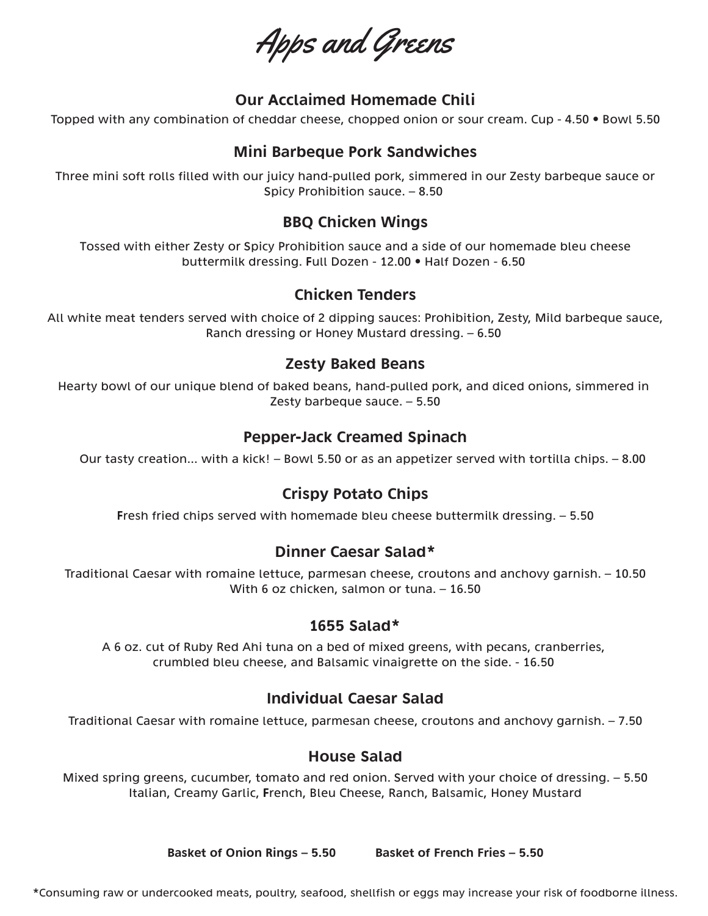# Apps and Greens

### Our Acclaimed Homemade Chili

Topped with any combination of cheddar cheese, chopped onion or sour cream. Cup - 4.50 • Bowl 5.50

### Mini Barbeque Pork Sandwiches

Three mini soft rolls filled with our juicy hand-pulled pork, simmered in our Zesty barbeque sauce or Spicy Prohibition sauce. – 8.50

### BBQ Chicken Wings

Tossed with either Zesty or Spicy Prohibition sauce and a side of our homemade bleu cheese buttermilk dressing. Full Dozen - 12.00 • Half Dozen - 6.50

### Chicken Tenders

All white meat tenders served with choice of 2 dipping sauces: Prohibition, Zesty, Mild barbeque sauce, Ranch dressing or Honey Mustard dressing. – 6.50

### Zesty Baked Beans

Hearty bowl of our unique blend of baked beans, hand-pulled pork, and diced onions, simmered in Zesty barbeque sauce. – 5.50

### Pepper-Jack Creamed Spinach

Our tasty creation... with a kick! – Bowl 5.50 or as an appetizer served with tortilla chips. – 8.00

### Crispy Potato Chips

Fresh fried chips served with homemade bleu cheese buttermilk dressing. – 5.50

### Dinner Caesar Salad*

Traditional Caesar with romaine lettuce, parmesan cheese, croutons and anchovy garnish. – 10.50
With 6 oz chicken, salmon or tuna. – 16.50

### 1655 Salad*

A 6 oz. cut of Ruby Red Ahi tuna on a bed of mixed greens, with pecans, cranberries, crumbled bleu cheese, and Balsamic vinaigrette on the side. - 16.50

### Individual Caesar Salad

Traditional Caesar with romaine lettuce, parmesan cheese, croutons and anchovy garnish. – 7.50

### House Salad

Mixed spring greens, cucumber, tomato and red onion. Served with your choice of dressing. – 5.50
Italian, Creamy Garlic, French, Bleu Cheese, Ranch, Balsamic, Honey Mustard

**Basket of Onion Rings – 5.50** **Basket of French Fries – 5.50**

*Consuming raw or undercooked meats, poultry, seafood, shellfish or eggs may increase your risk of foodborne illness.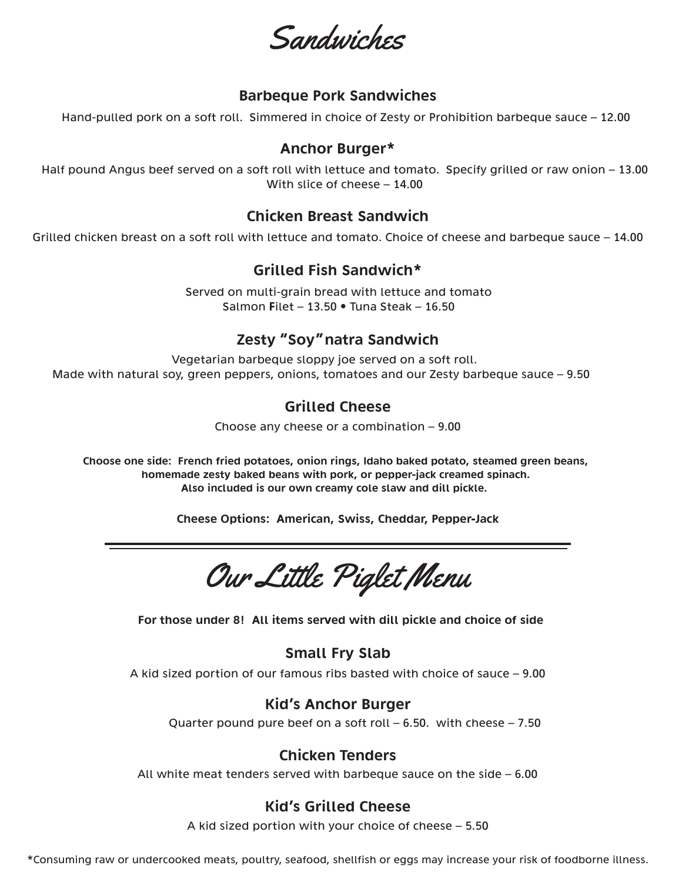# Sandwiches

### Barbeque Pork Sandwiches

Hand-pulled pork on a soft roll. Simmered in choice of Zesty or Prohibition barbeque sauce – 12.00

### Anchor Burger*

Half pound Angus beef served on a soft roll with lettuce and tomato. Specify grilled or raw onion – 13.00
With slice of cheese – 14.00

### Chicken Breast Sandwich

Grilled chicken breast on a soft roll with lettuce and tomato. Choice of cheese and barbeque sauce – 14.00

### Grilled Fish Sandwich*

Served on multi-grain bread with lettuce and tomato
Salmon Filet – 13.50 • Tuna Steak – 16.50

### Zesty "Soy" natra Sandwich

Vegetarian barbeque sloppy joe served on a soft roll.
Made with natural soy, green peppers, onions, tomatoes and our Zesty barbeque sauce – 9.50

### Grilled Cheese

Choose any cheese or a combination – 9.00

**Choose one side: French fried potatoes, onion rings, Idaho baked potato, steamed green beans, homemade zesty baked beans with pork, or pepper-jack creamed spinach.**
**Also included is our own creamy cole slaw and dill pickle.**

**Cheese Options: American, Swiss, Cheddar, Pepper-Jack**

---

# Our Little Piglet Menu

**For those under 8! All items served with dill pickle and choice of side**

### Small Fry Slab

A kid sized portion of our famous ribs basted with choice of sauce – 9.00

### Kid's Anchor Burger

Quarter pound pure beef on a soft roll – 6.50. with cheese – 7.50

### Chicken Tenders

All white meat tenders served with barbeque sauce on the side – 6.00

### Kid's Grilled Cheese

A kid sized portion with your choice of cheese – 5.50

*Consuming raw or undercooked meats, poultry, seafood, shellfish or eggs may increase your risk of foodborne illness.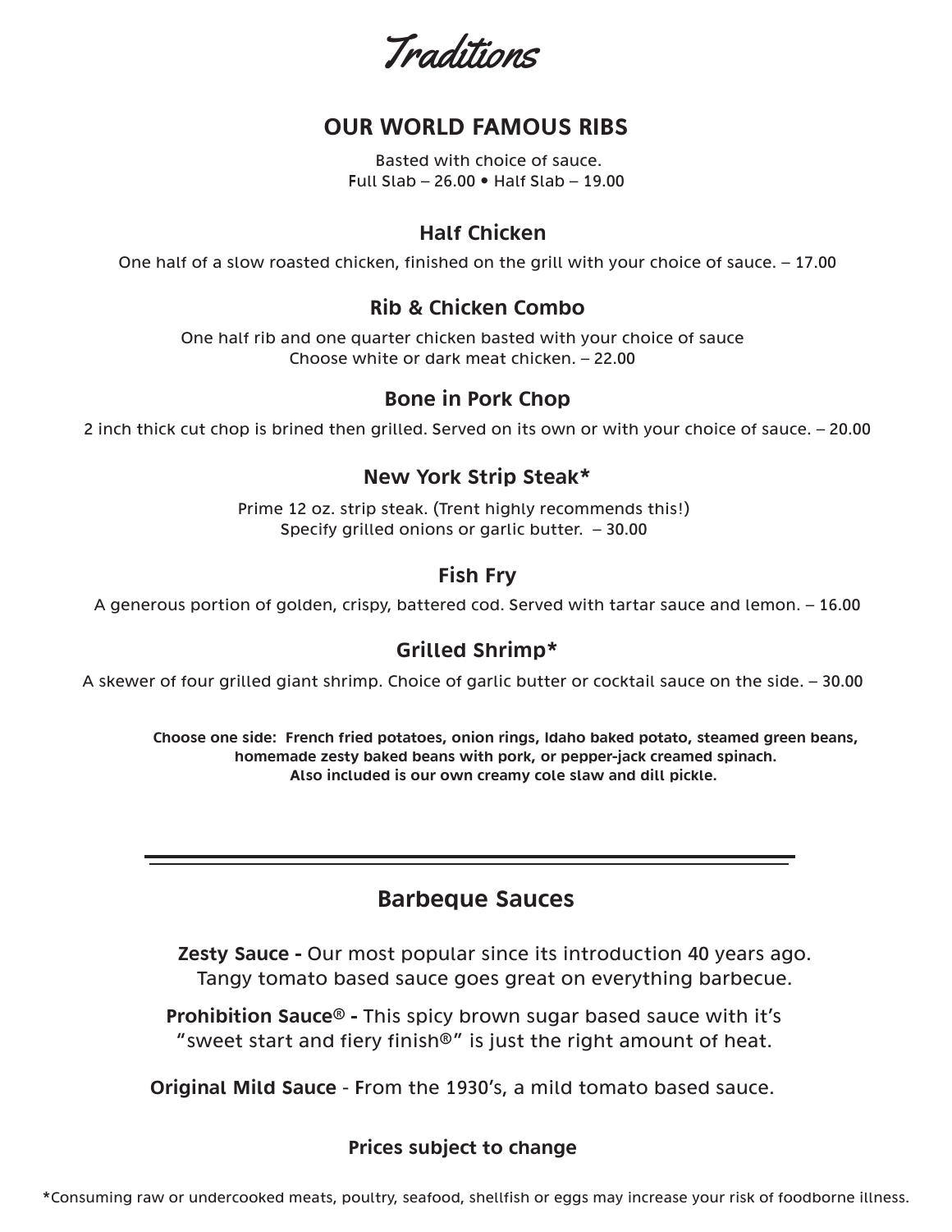# Traditions

## OUR WORLD FAMOUS RIBS

Basted with choice of sauce.
Full Slab – 26.00 • Half Slab – 19.00

### Half Chicken

One half of a slow roasted chicken, finished on the grill with your choice of sauce. – 17.00

### Rib & Chicken Combo

One half rib and one quarter chicken basted with your choice of sauce
Choose white or dark meat chicken. – 22.00

### Bone in Pork Chop

2 inch thick cut chop is brined then grilled. Served on its own or with your choice of sauce. – 20.00

### New York Strip Steak*

Prime 12 oz. strip steak. (Trent highly recommends this!)
Specify grilled onions or garlic butter. – 30.00

### Fish Fry

A generous portion of golden, crispy, battered cod. Served with tartar sauce and lemon. – 16.00

### Grilled Shrimp*

A skewer of four grilled giant shrimp. Choice of garlic butter or cocktail sauce on the side. – 30.00

**Choose one side: French fried potatoes, onion rings, Idaho baked potato, steamed green beans, homemade zesty baked beans with pork, or pepper-jack creamed spinach.**
**Also included is our own creamy cole slaw and dill pickle.**

---

## Barbeque Sauces

**Zesty Sauce -** Our most popular since its introduction 40 years ago. Tangy tomato based sauce goes great on everything barbecue.

**Prohibition Sauce® -** This spicy brown sugar based sauce with it's "sweet start and fiery finish®" is just the right amount of heat.

**Original Mild Sauce** - From the 1930's, a mild tomato based sauce.

**Prices subject to change**

*Consuming raw or undercooked meats, poultry, seafood, shellfish or eggs may increase your risk of foodborne illness.